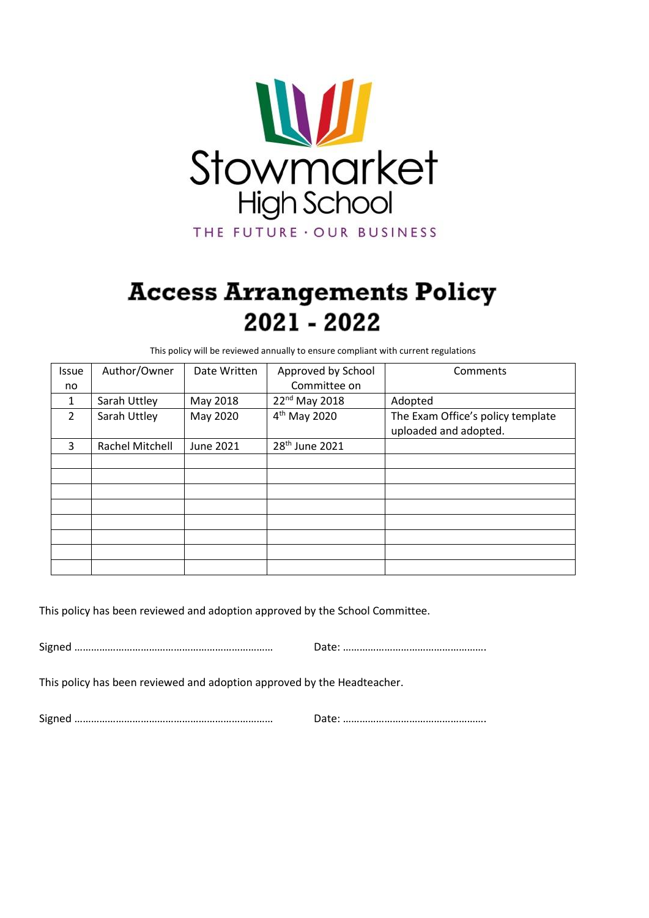Stowmarket High School

THE FUTURE · OUR BUSINESS

# Access Arrangements Policy 2021 - 2022

This policy will be reviewed annually to ensure compliant with current regulations

| Issue no | Author/Owner | Date Written | Approved by School Committee on | Comments |
|---|---|---|---|---|
| 1 | Sarah Uttley | May 2018 | 22nd May 2018 | Adopted |
| 2 | Sarah Uttley | May 2020 | 4th May 2020 | The Exam Office's policy template uploaded and adopted. |
| 3 | Rachel Mitchell | June 2021 | 28th June 2021 | |
| | | | | |
| | | | | |
| | | | | |
| | | | | |
| | | | | |
| | | | | |
| | | | | |
| | | | | |

This policy has been reviewed and adoption approved by the School Committee.

Signed ……………………………………………………………… Date: …………………………………………….

This policy has been reviewed and adoption approved by the Headteacher.

Signed ……………………………………………………………… Date: …………………………………………….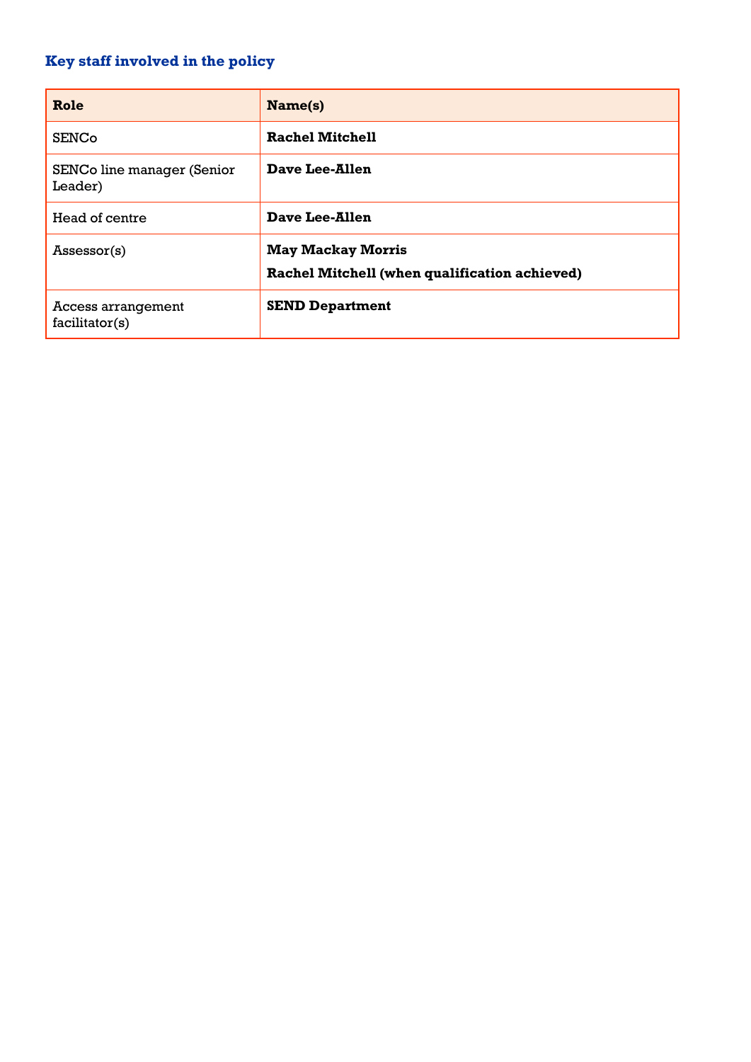### Key staff involved in the policy

| Role | Name(s) |
| --- | --- |
| SENCo | **Rachel Mitchell** |
| SENCo line manager (Senior Leader) | **Dave Lee-Allen** |
| Head of centre | **Dave Lee-Allen** |
| Assessor(s) | **May Mackay Morris**<br>**Rachel Mitchell (when qualification achieved)** |
| Access arrangement facilitator(s) | **SEND Department** |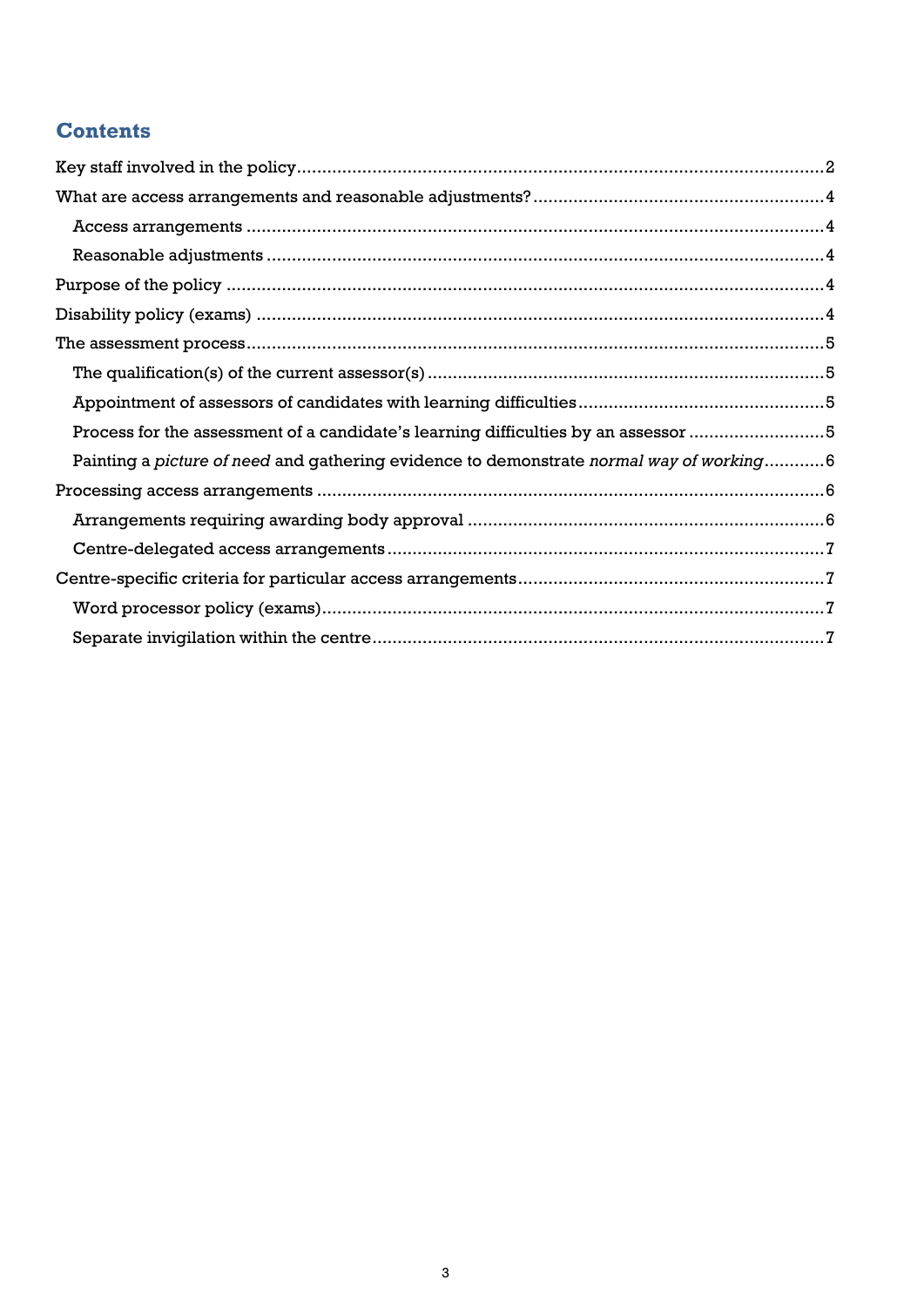## Contents

Key staff involved in the policy ........................................................................................................ 2

What are access arrangements and reasonable adjustments? ......................................................... 4

- Access arrangements ................................................................................................................ 4
- Reasonable adjustments ............................................................................................................ 4

Purpose of the policy ...................................................................................................................... 4

Disability policy (exams) ................................................................................................................. 4

The assessment process .................................................................................................................. 5

- The qualification(s) of the current assessor(s) .............................................................................. 5
- Appointment of assessors of candidates with learning difficulties ................................................ 5
- Process for the assessment of a candidate's learning difficulties by an assessor ........................... 5
- Painting a *picture of need* and gathering evidence to demonstrate *normal way of working* ............ 6

Processing access arrangements ..................................................................................................... 6

- Arrangements requiring awarding body approval ....................................................................... 6
- Centre-delegated access arrangements ...................................................................................... 7

Centre-specific criteria for particular access arrangements ............................................................. 7

- Word processor policy (exams) .................................................................................................. 7
- Separate invigilation within the centre ........................................................................................ 7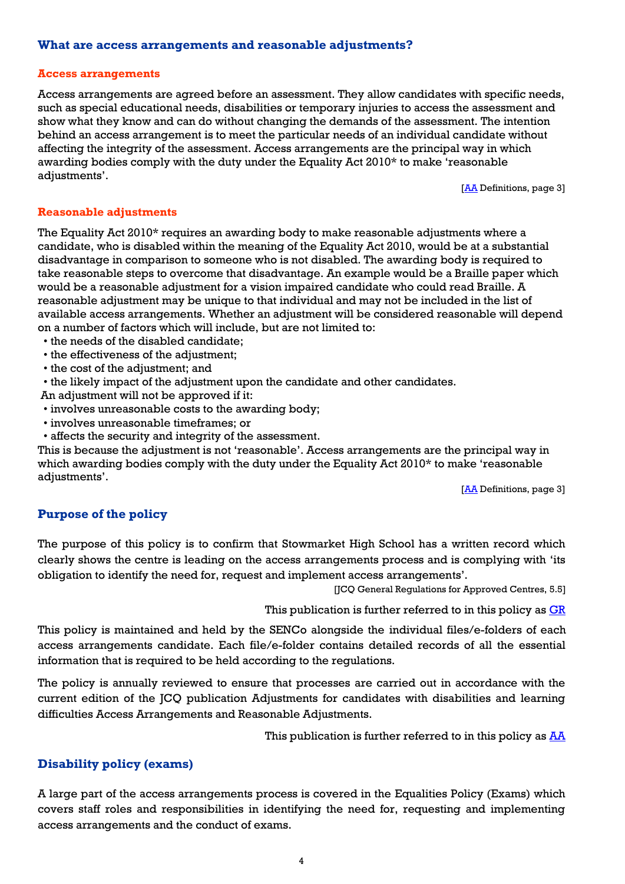## What are access arrangements and reasonable adjustments?

### Access arrangements

Access arrangements are agreed before an assessment. They allow candidates with specific needs, such as special educational needs, disabilities or temporary injuries to access the assessment and show what they know and can do without changing the demands of the assessment. The intention behind an access arrangement is to meet the particular needs of an individual candidate without affecting the integrity of the assessment. Access arrangements are the principal way in which awarding bodies comply with the duty under the Equality Act 2010* to make 'reasonable adjustments'.

[AA Definitions, page 3]

### Reasonable adjustments

The Equality Act 2010* requires an awarding body to make reasonable adjustments where a candidate, who is disabled within the meaning of the Equality Act 2010, would be at a substantial disadvantage in comparison to someone who is not disabled. The awarding body is required to take reasonable steps to overcome that disadvantage. An example would be a Braille paper which would be a reasonable adjustment for a vision impaired candidate who could read Braille. A reasonable adjustment may be unique to that individual and may not be included in the list of available access arrangements. Whether an adjustment will be considered reasonable will depend on a number of factors which will include, but are not limited to:

- the needs of the disabled candidate;
- the effectiveness of the adjustment;
- the cost of the adjustment; and
- the likely impact of the adjustment upon the candidate and other candidates.

An adjustment will not be approved if it:

- involves unreasonable costs to the awarding body;
- involves unreasonable timeframes; or
- affects the security and integrity of the assessment.

This is because the adjustment is not 'reasonable'. Access arrangements are the principal way in which awarding bodies comply with the duty under the Equality Act 2010* to make 'reasonable adjustments'.

[AA Definitions, page 3]

## Purpose of the policy

The purpose of this policy is to confirm that Stowmarket High School has a written record which clearly shows the centre is leading on the access arrangements process and is complying with 'its obligation to identify the need for, request and implement access arrangements'.

[JCQ General Regulations for Approved Centres, 5.5]

This publication is further referred to in this policy as GR

This policy is maintained and held by the SENCo alongside the individual files/e-folders of each access arrangements candidate. Each file/e-folder contains detailed records of all the essential information that is required to be held according to the regulations.

The policy is annually reviewed to ensure that processes are carried out in accordance with the current edition of the JCQ publication Adjustments for candidates with disabilities and learning difficulties Access Arrangements and Reasonable Adjustments.

This publication is further referred to in this policy as AA

## Disability policy (exams)

A large part of the access arrangements process is covered in the Equalities Policy (Exams) which covers staff roles and responsibilities in identifying the need for, requesting and implementing access arrangements and the conduct of exams.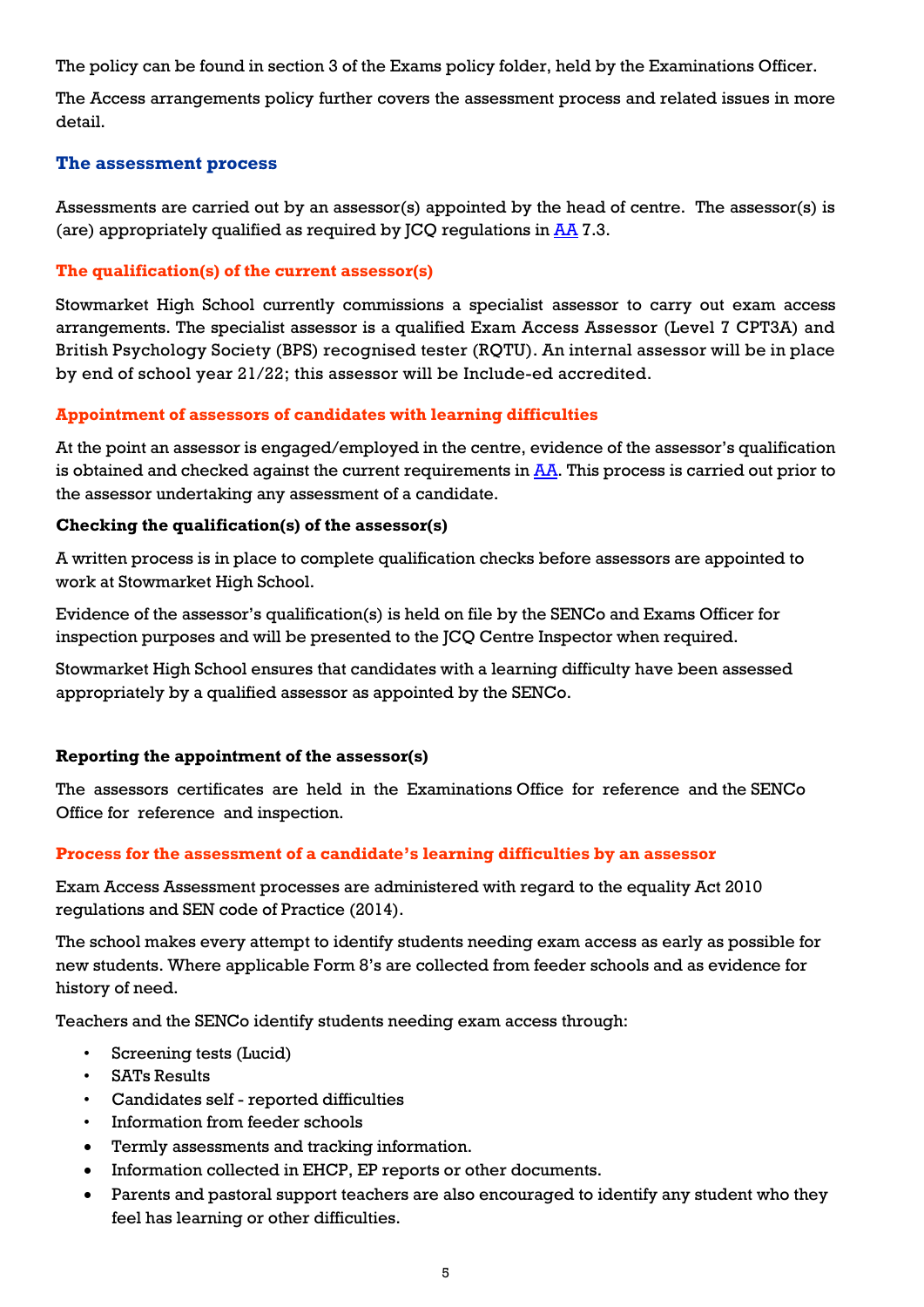The policy can be found in section 3 of the Exams policy folder, held by the Examinations Officer.

The Access arrangements policy further covers the assessment process and related issues in more detail.

## The assessment process

Assessments are carried out by an assessor(s) appointed by the head of centre. The assessor(s) is (are) appropriately qualified as required by JCQ regulations in AA 7.3.

### The qualification(s) of the current assessor(s)

Stowmarket High School currently commissions a specialist assessor to carry out exam access arrangements. The specialist assessor is a qualified Exam Access Assessor (Level 7 CPT3A) and British Psychology Society (BPS) recognised tester (RQTU). An internal assessor will be in place by end of school year 21/22; this assessor will be Include-ed accredited.

### Appointment of assessors of candidates with learning difficulties

At the point an assessor is engaged/employed in the centre, evidence of the assessor's qualification is obtained and checked against the current requirements in AA. This process is carried out prior to the assessor undertaking any assessment of a candidate.

**Checking the qualification(s) of the assessor(s)**

A written process is in place to complete qualification checks before assessors are appointed to work at Stowmarket High School.

Evidence of the assessor's qualification(s) is held on file by the SENCo and Exams Officer for inspection purposes and will be presented to the JCQ Centre Inspector when required.

Stowmarket High School ensures that candidates with a learning difficulty have been assessed appropriately by a qualified assessor as appointed by the SENCo.

**Reporting the appointment of the assessor(s)**

The assessors certificates are held in the Examinations Office for reference and the SENCo Office for reference and inspection.

### Process for the assessment of a candidate's learning difficulties by an assessor

Exam Access Assessment processes are administered with regard to the equality Act 2010 regulations and SEN code of Practice (2014).

The school makes every attempt to identify students needing exam access as early as possible for new students. Where applicable Form 8's are collected from feeder schools and as evidence for history of need.

Teachers and the SENCo identify students needing exam access through:

- Screening tests (Lucid)
- SATs Results
- Candidates self - reported difficulties
- Information from feeder schools
- Termly assessments and tracking information.
- Information collected in EHCP, EP reports or other documents.
- Parents and pastoral support teachers are also encouraged to identify any student who they feel has learning or other difficulties.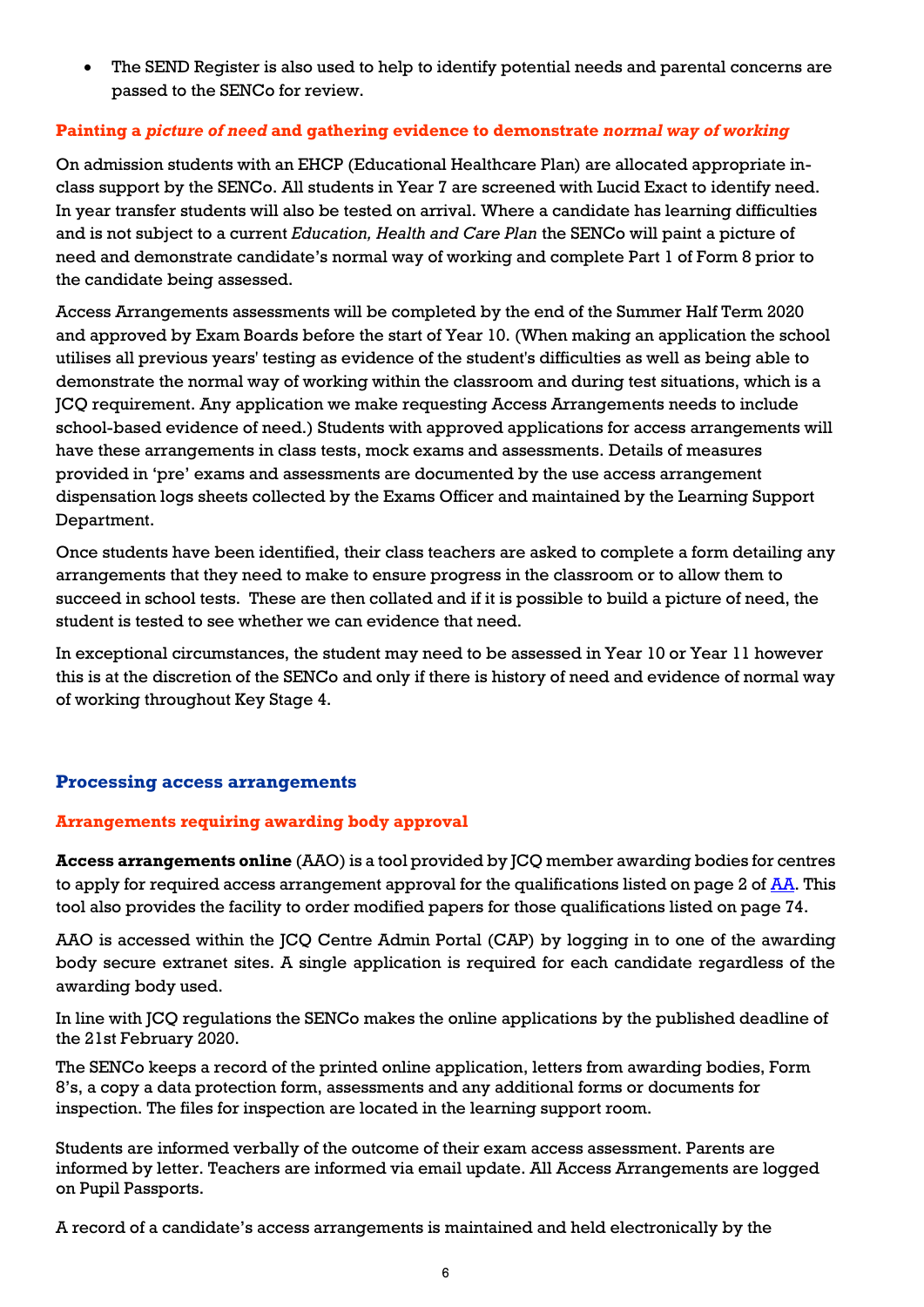- The SEND Register is also used to help to identify potential needs and parental concerns are passed to the SENCo for review.

#### Painting a *picture of need* and gathering evidence to demonstrate *normal way of working*

On admission students with an EHCP (Educational Healthcare Plan) are allocated appropriate in-class support by the SENCo. All students in Year 7 are screened with Lucid Exact to identify need. In year transfer students will also be tested on arrival. Where a candidate has learning difficulties and is not subject to a current *Education, Health and Care Plan* the SENCo will paint a picture of need and demonstrate candidate's normal way of working and complete Part 1 of Form 8 prior to the candidate being assessed.

Access Arrangements assessments will be completed by the end of the Summer Half Term 2020 and approved by Exam Boards before the start of Year 10. (When making an application the school utilises all previous years' testing as evidence of the student's difficulties as well as being able to demonstrate the normal way of working within the classroom and during test situations, which is a JCQ requirement. Any application we make requesting Access Arrangements needs to include school-based evidence of need.) Students with approved applications for access arrangements will have these arrangements in class tests, mock exams and assessments. Details of measures provided in 'pre' exams and assessments are documented by the use access arrangement dispensation logs sheets collected by the Exams Officer and maintained by the Learning Support Department.

Once students have been identified, their class teachers are asked to complete a form detailing any arrangements that they need to make to ensure progress in the classroom or to allow them to succeed in school tests. These are then collated and if it is possible to build a picture of need, the student is tested to see whether we can evidence that need.

In exceptional circumstances, the student may need to be assessed in Year 10 or Year 11 however this is at the discretion of the SENCo and only if there is history of need and evidence of normal way of working throughout Key Stage 4.

### Processing access arrangements

#### Arrangements requiring awarding body approval

**Access arrangements online** (AAO) is a tool provided by JCQ member awarding bodies for centres to apply for required access arrangement approval for the qualifications listed on page 2 of AA. This tool also provides the facility to order modified papers for those qualifications listed on page 74.

AAO is accessed within the JCQ Centre Admin Portal (CAP) by logging in to one of the awarding body secure extranet sites. A single application is required for each candidate regardless of the awarding body used.

In line with JCQ regulations the SENCo makes the online applications by the published deadline of the 21st February 2020.

The SENCo keeps a record of the printed online application, letters from awarding bodies, Form 8's, a copy a data protection form, assessments and any additional forms or documents for inspection. The files for inspection are located in the learning support room.

Students are informed verbally of the outcome of their exam access assessment. Parents are informed by letter. Teachers are informed via email update. All Access Arrangements are logged on Pupil Passports.

A record of a candidate's access arrangements is maintained and held electronically by the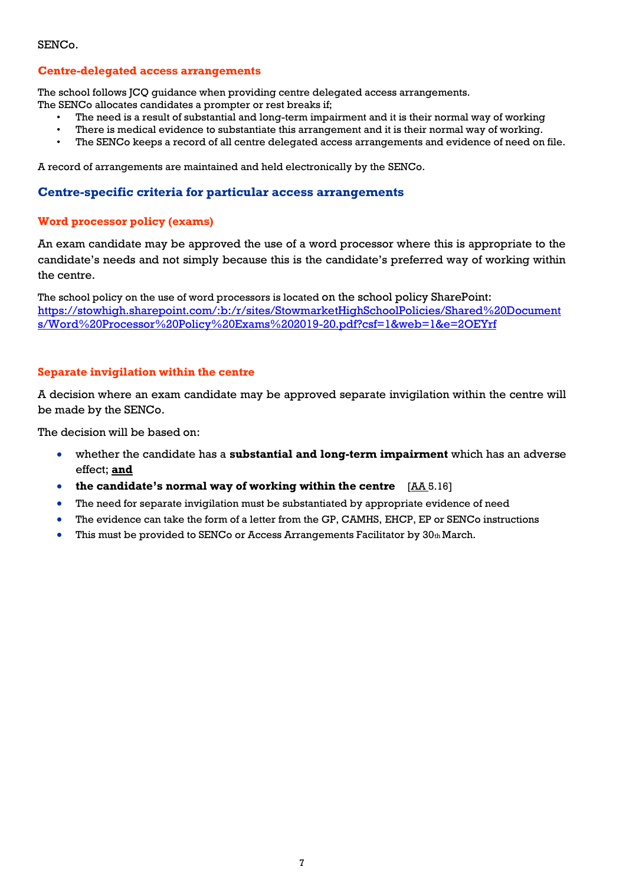SENCo.

### Centre-delegated access arrangements

The school follows JCQ guidance when providing centre delegated access arrangements.
The SENCo allocates candidates a prompter or rest breaks if;

- The need is a result of substantial and long-term impairment and it is their normal way of working
- There is medical evidence to substantiate this arrangement and it is their normal way of working.
- The SENCo keeps a record of all centre delegated access arrangements and evidence of need on file.

A record of arrangements are maintained and held electronically by the SENCo.

## Centre-specific criteria for particular access arrangements

### Word processor policy (exams)

An exam candidate may be approved the use of a word processor where this is appropriate to the candidate's needs and not simply because this is the candidate's preferred way of working within the centre.

The school policy on the use of word processors is located on the school policy SharePoint:
https://stowhigh.sharepoint.com/:b:/r/sites/StowmarketHighSchoolPolicies/Shared%20Documents/Word%20Processor%20Policy%20Exams%202019-20.pdf?csf=1&web=1&e=2OEYrf

### Separate invigilation within the centre

A decision where an exam candidate may be approved separate invigilation within the centre will be made by the SENCo.

The decision will be based on:

- whether the candidate has a **substantial and long-term impairment** which has an adverse effect; **and**
- **the candidate's normal way of working within the centre** [AA 5.16]
- The need for separate invigilation must be substantiated by appropriate evidence of need
- The evidence can take the form of a letter from the GP, CAMHS, EHCP, EP or SENCo instructions
- This must be provided to SENCo or Access Arrangements Facilitator by 30th March.